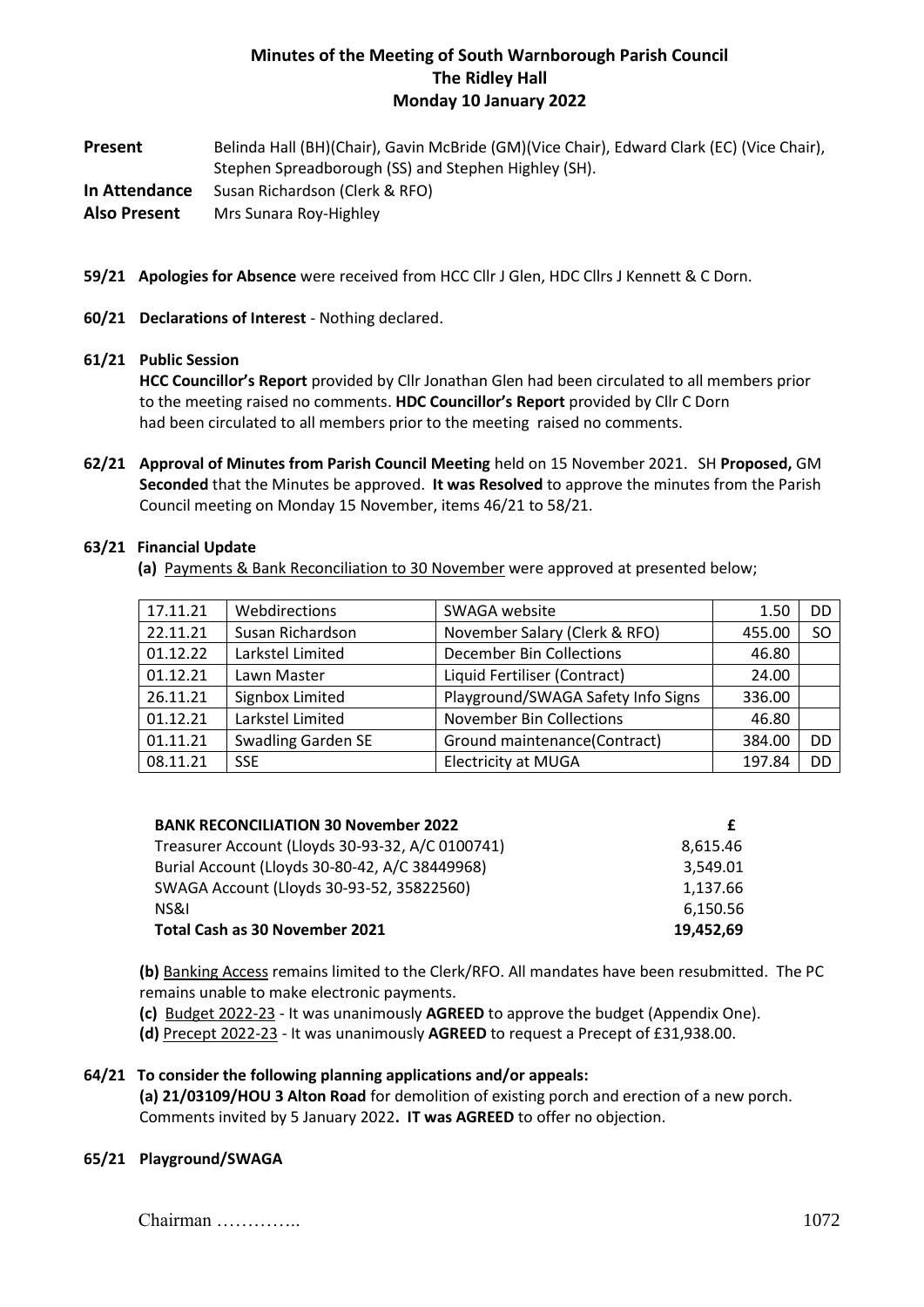# Minutes of the Meeting of South Warnborough Parish Council
## The Ridley Hall
## Monday 10 January 2022

**Present** Belinda Hall (BH)(Chair), Gavin McBride (GM)(Vice Chair), Edward Clark (EC) (Vice Chair), Stephen Spreadborough (SS) and Stephen Highley (SH).

**In Attendance** Susan Richardson (Clerk & RFO)

**Also Present** Mrs Sunara Roy-Highley

**59/21 Apologies for Absence** were received from HCC Cllr J Glen, HDC Cllrs J Kennett & C Dorn.

**60/21 Declarations of Interest** - Nothing declared.

**61/21 Public Session**

**HCC Councillor's Report** provided by Cllr Jonathan Glen had been circulated to all members prior to the meeting raised no comments. **HDC Councillor's Report** provided by Cllr C Dorn had been circulated to all members prior to the meeting raised no comments.

**62/21 Approval of Minutes from Parish Council Meeting** held on 15 November 2021. SH **Proposed,** GM **Seconded** that the Minutes be approved. **It was Resolved** to approve the minutes from the Parish Council meeting on Monday 15 November, items 46/21 to 58/21.

**63/21 Financial Update**

**(a)** Payments & Bank Reconciliation to 30 November were approved at presented below;

| | | | | |
|---|---|---|---|---|
| 17.11.21 | Webdirections | SWAGA website | 1.50 | DD |
| 22.11.21 | Susan Richardson | November Salary (Clerk & RFO) | 455.00 | SO |
| 01.12.22 | Larkstel Limited | December Bin Collections | 46.80 | |
| 01.12.21 | Lawn Master | Liquid Fertiliser (Contract) | 24.00 | |
| 26.11.21 | Signbox Limited | Playground/SWAGA Safety Info Signs | 336.00 | |
| 01.12.21 | Larkstel Limited | November Bin Collections | 46.80 | |
| 01.11.21 | Swadling Garden SE | Ground maintenance(Contract) | 384.00 | DD |
| 08.11.21 | SSE | Electricity at MUGA | 197.84 | DD |

| **BANK RECONCILIATION 30 November 2022** | **£** |
|---|---|
| Treasurer Account (Lloyds 30-93-32, A/C 0100741) | 8,615.46 |
| Burial Account (Lloyds 30-80-42, A/C 38449968) | 3,549.01 |
| SWAGA Account (Lloyds 30-93-52, 35822560) | 1,137.66 |
| NS&I | 6,150.56 |
| **Total Cash as 30 November 2021** | **19,452,69** |

**(b)** Banking Access remains limited to the Clerk/RFO. All mandates have been resubmitted. The PC remains unable to make electronic payments.

**(c)** Budget 2022-23 - It was unanimously **AGREED** to approve the budget (Appendix One).

**(d)** Precept 2022-23 - It was unanimously **AGREED** to request a Precept of £31,938.00.

**64/21 To consider the following planning applications and/or appeals:**

**(a) 21/03109/HOU 3 Alton Road** for demolition of existing porch and erection of a new porch. Comments invited by 5 January 2022**. IT was AGREED** to offer no objection.

**65/21 Playground/SWAGA**

Chairman …………..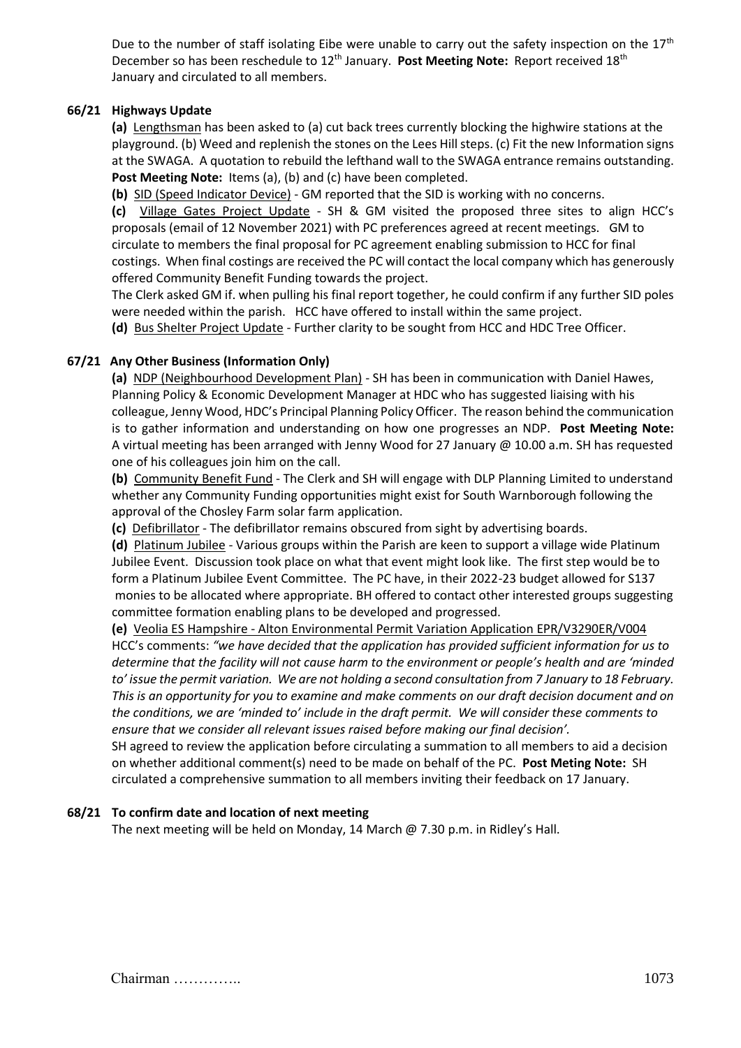Due to the number of staff isolating Eibe were unable to carry out the safety inspection on the 17th December so has been reschedule to 12th January. **Post Meeting Note:** Report received 18th January and circulated to all members.

### 66/21 Highways Update

**(a)** Lengthsman has been asked to (a) cut back trees currently blocking the highwire stations at the playground. (b) Weed and replenish the stones on the Lees Hill steps. (c) Fit the new Information signs at the SWAGA. A quotation to rebuild the lefthand wall to the SWAGA entrance remains outstanding. **Post Meeting Note:** Items (a), (b) and (c) have been completed.

**(b)** SID (Speed Indicator Device) - GM reported that the SID is working with no concerns.

**(c)** Village Gates Project Update - SH & GM visited the proposed three sites to align HCC's proposals (email of 12 November 2021) with PC preferences agreed at recent meetings. GM to circulate to members the final proposal for PC agreement enabling submission to HCC for final costings. When final costings are received the PC will contact the local company which has generously offered Community Benefit Funding towards the project.

The Clerk asked GM if. when pulling his final report together, he could confirm if any further SID poles were needed within the parish. HCC have offered to install within the same project.

**(d)** Bus Shelter Project Update - Further clarity to be sought from HCC and HDC Tree Officer.

### 67/21 Any Other Business (Information Only)

**(a)** NDP (Neighbourhood Development Plan) - SH has been in communication with Daniel Hawes, Planning Policy & Economic Development Manager at HDC who has suggested liaising with his colleague, Jenny Wood, HDC's Principal Planning Policy Officer. The reason behind the communication is to gather information and understanding on how one progresses an NDP. **Post Meeting Note:** A virtual meeting has been arranged with Jenny Wood for 27 January @ 10.00 a.m. SH has requested one of his colleagues join him on the call.

**(b)** Community Benefit Fund - The Clerk and SH will engage with DLP Planning Limited to understand whether any Community Funding opportunities might exist for South Warnborough following the approval of the Chosley Farm solar farm application.

**(c)** Defibrillator - The defibrillator remains obscured from sight by advertising boards.

**(d)** Platinum Jubilee - Various groups within the Parish are keen to support a village wide Platinum Jubilee Event. Discussion took place on what that event might look like. The first step would be to form a Platinum Jubilee Event Committee. The PC have, in their 2022-23 budget allowed for S137 monies to be allocated where appropriate. BH offered to contact other interested groups suggesting committee formation enabling plans to be developed and progressed.

**(e)** Veolia ES Hampshire - Alton Environmental Permit Variation Application EPR/V3290ER/V004

HCC's comments: *"we have decided that the application has provided sufficient information for us to determine that the facility will not cause harm to the environment or people's health and are 'minded to' issue the permit variation. We are not holding a second consultation from 7 January to 18 February. This is an opportunity for you to examine and make comments on our draft decision document and on the conditions, we are 'minded to' include in the draft permit. We will consider these comments to ensure that we consider all relevant issues raised before making our final decision'.*

SH agreed to review the application before circulating a summation to all members to aid a decision on whether additional comment(s) need to be made on behalf of the PC. **Post Meting Note:** SH circulated a comprehensive summation to all members inviting their feedback on 17 January.

### 68/21 To confirm date and location of next meeting

The next meeting will be held on Monday, 14 March @ 7.30 p.m. in Ridley's Hall.

Chairman …………..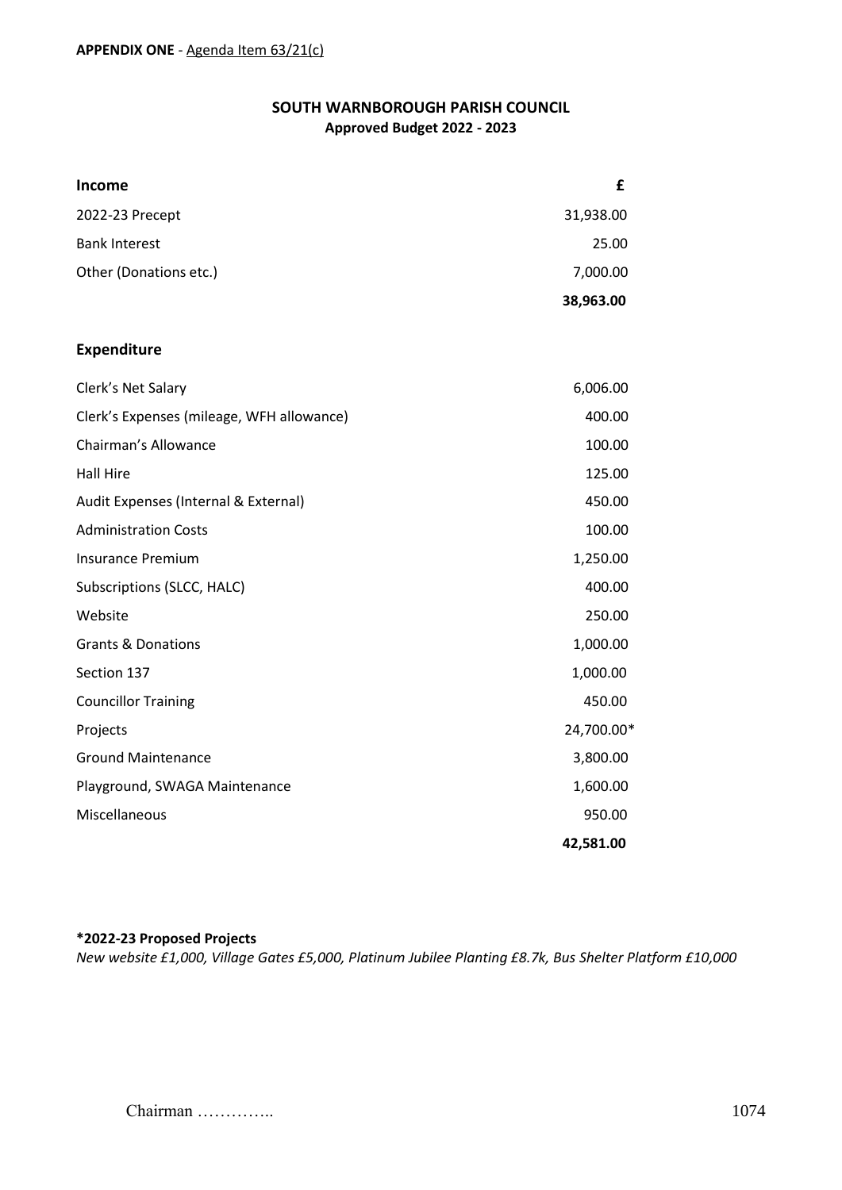**APPENDIX ONE** - Agenda Item 63/21(c)

## SOUTH WARNBOROUGH PARISH COUNCIL
### Approved Budget 2022 - 2023

| **Income** | **£** |
| --- | --- |
| 2022-23 Precept | 31,938.00 |
| Bank Interest | 25.00 |
| Other (Donations etc.) | 7,000.00 |
| | **38,963.00** |

| **Expenditure** | |
| --- | --- |
| Clerk's Net Salary | 6,006.00 |
| Clerk's Expenses (mileage, WFH allowance) | 400.00 |
| Chairman's Allowance | 100.00 |
| Hall Hire | 125.00 |
| Audit Expenses (Internal & External) | 450.00 |
| Administration Costs | 100.00 |
| Insurance Premium | 1,250.00 |
| Subscriptions (SLCC, HALC) | 400.00 |
| Website | 250.00 |
| Grants & Donations | 1,000.00 |
| Section 137 | 1,000.00 |
| Councillor Training | 450.00 |
| Projects | 24,700.00* |
| Ground Maintenance | 3,800.00 |
| Playground, SWAGA Maintenance | 1,600.00 |
| Miscellaneous | 950.00 |
| | **42,581.00** |

**\*2022-23 Proposed Projects**
*New website £1,000, Village Gates £5,000, Platinum Jubilee Planting £8.7k, Bus Shelter Platform £10,000*

Chairman …………..